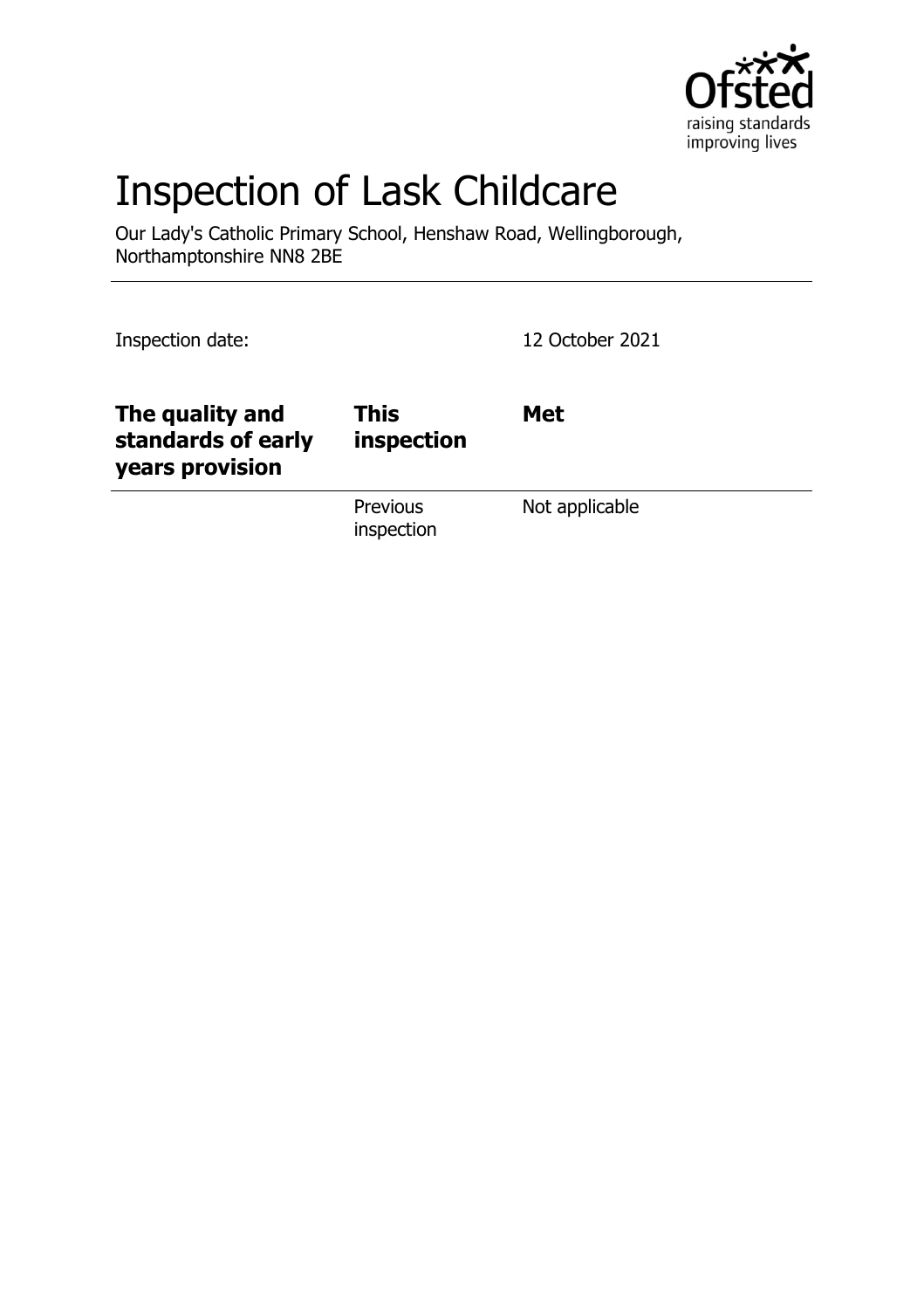# Inspection of Lask Childcare

Our Lady's Catholic Primary School, Henshaw Road, Wellingborough, Northamptonshire NN8 2BE

Inspection date: 12 October 2021

| The quality and standards of early years provision | This inspection | Met |
|---|---|---|
| | Previous inspection | Not applicable |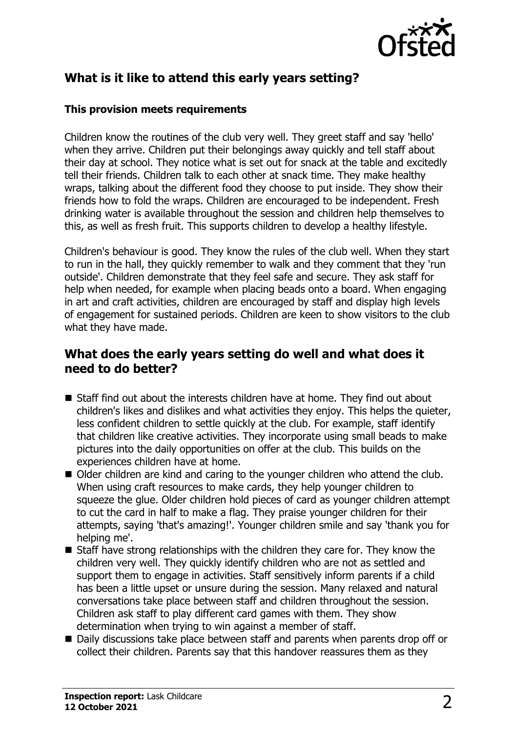## What is it like to attend this early years setting?

### This provision meets requirements

Children know the routines of the club very well. They greet staff and say 'hello' when they arrive. Children put their belongings away quickly and tell staff about their day at school. They notice what is set out for snack at the table and excitedly tell their friends. Children talk to each other at snack time. They make healthy wraps, talking about the different food they choose to put inside. They show their friends how to fold the wraps. Children are encouraged to be independent. Fresh drinking water is available throughout the session and children help themselves to this, as well as fresh fruit. This supports children to develop a healthy lifestyle.

Children's behaviour is good. They know the rules of the club well. When they start to run in the hall, they quickly remember to walk and they comment that they 'run outside'. Children demonstrate that they feel safe and secure. They ask staff for help when needed, for example when placing beads onto a board. When engaging in art and craft activities, children are encouraged by staff and display high levels of engagement for sustained periods. Children are keen to show visitors to the club what they have made.

## What does the early years setting do well and what does it need to do better?

- Staff find out about the interests children have at home. They find out about children's likes and dislikes and what activities they enjoy. This helps the quieter, less confident children to settle quickly at the club. For example, staff identify that children like creative activities. They incorporate using small beads to make pictures into the daily opportunities on offer at the club. This builds on the experiences children have at home.
- Older children are kind and caring to the younger children who attend the club. When using craft resources to make cards, they help younger children to squeeze the glue. Older children hold pieces of card as younger children attempt to cut the card in half to make a flag. They praise younger children for their attempts, saying 'that's amazing!'. Younger children smile and say 'thank you for helping me'.
- Staff have strong relationships with the children they care for. They know the children very well. They quickly identify children who are not as settled and support them to engage in activities. Staff sensitively inform parents if a child has been a little upset or unsure during the session. Many relaxed and natural conversations take place between staff and children throughout the session. Children ask staff to play different card games with them. They show determination when trying to win against a member of staff.
- Daily discussions take place between staff and parents when parents drop off or collect their children. Parents say that this handover reassures them as they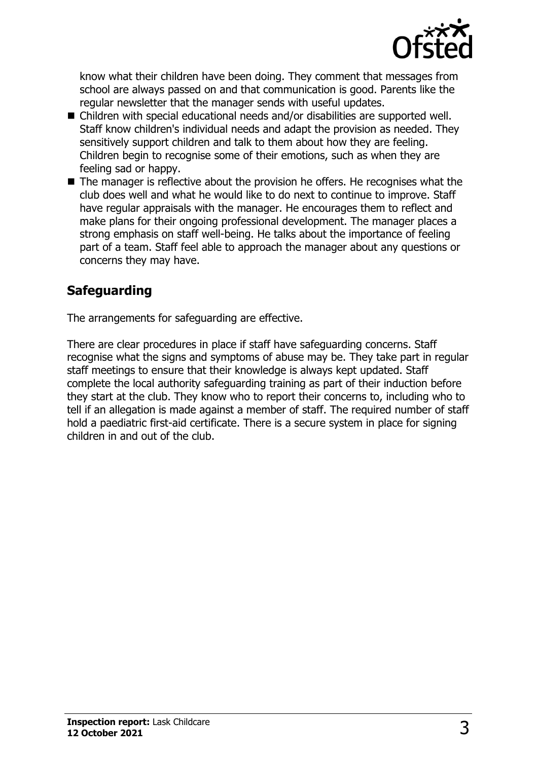know what their children have been doing. They comment that messages from school are always passed on and that communication is good. Parents like the regular newsletter that the manager sends with useful updates.

- Children with special educational needs and/or disabilities are supported well. Staff know children's individual needs and adapt the provision as needed. They sensitively support children and talk to them about how they are feeling. Children begin to recognise some of their emotions, such as when they are feeling sad or happy.
- The manager is reflective about the provision he offers. He recognises what the club does well and what he would like to do next to continue to improve. Staff have regular appraisals with the manager. He encourages them to reflect and make plans for their ongoing professional development. The manager places a strong emphasis on staff well-being. He talks about the importance of feeling part of a team. Staff feel able to approach the manager about any questions or concerns they may have.

## Safeguarding

The arrangements for safeguarding are effective.

There are clear procedures in place if staff have safeguarding concerns. Staff recognise what the signs and symptoms of abuse may be. They take part in regular staff meetings to ensure that their knowledge is always kept updated. Staff complete the local authority safeguarding training as part of their induction before they start at the club. They know who to report their concerns to, including who to tell if an allegation is made against a member of staff. The required number of staff hold a paediatric first-aid certificate. There is a secure system in place for signing children in and out of the club.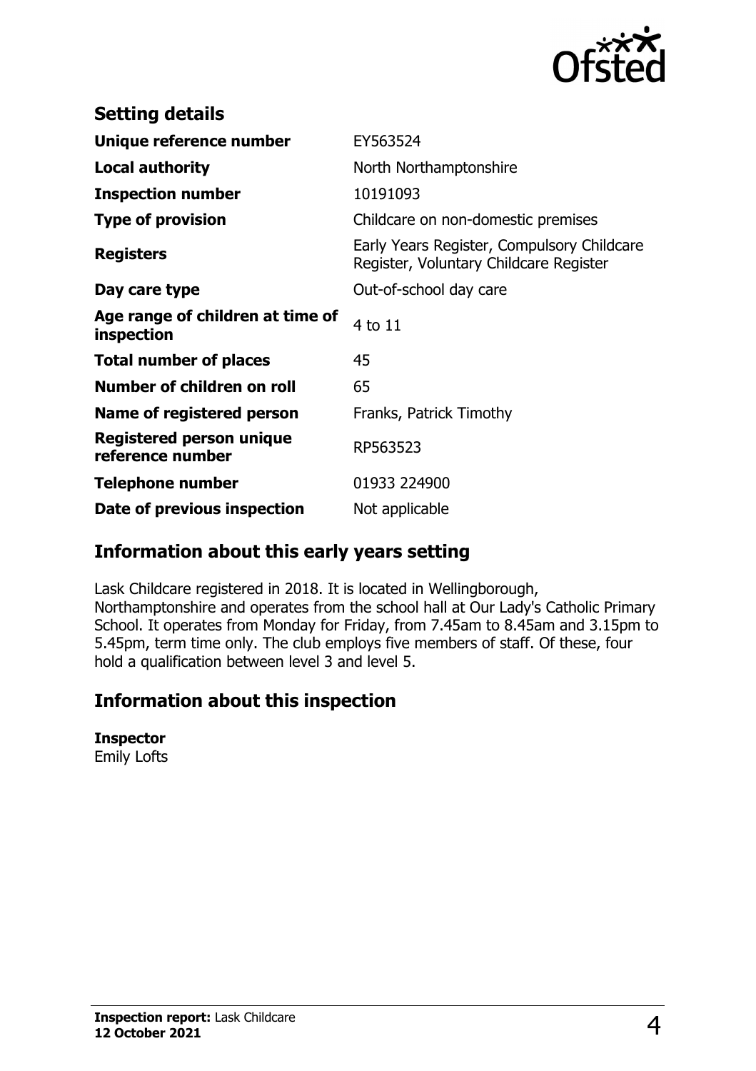## Setting details

| | |
|---|---|
| **Unique reference number** | EY563524 |
| **Local authority** | North Northamptonshire |
| **Inspection number** | 10191093 |
| **Type of provision** | Childcare on non-domestic premises |
| **Registers** | Early Years Register, Compulsory Childcare Register, Voluntary Childcare Register |
| **Day care type** | Out-of-school day care |
| **Age range of children at time of inspection** | 4 to 11 |
| **Total number of places** | 45 |
| **Number of children on roll** | 65 |
| **Name of registered person** | Franks, Patrick Timothy |
| **Registered person unique reference number** | RP563523 |
| **Telephone number** | 01933 224900 |
| **Date of previous inspection** | Not applicable |

## Information about this early years setting

Lask Childcare registered in 2018. It is located in Wellingborough, Northamptonshire and operates from the school hall at Our Lady's Catholic Primary School. It operates from Monday for Friday, from 7.45am to 8.45am and 3.15pm to 5.45pm, term time only. The club employs five members of staff. Of these, four hold a qualification between level 3 and level 5.

## Information about this inspection

**Inspector**
Emily Lofts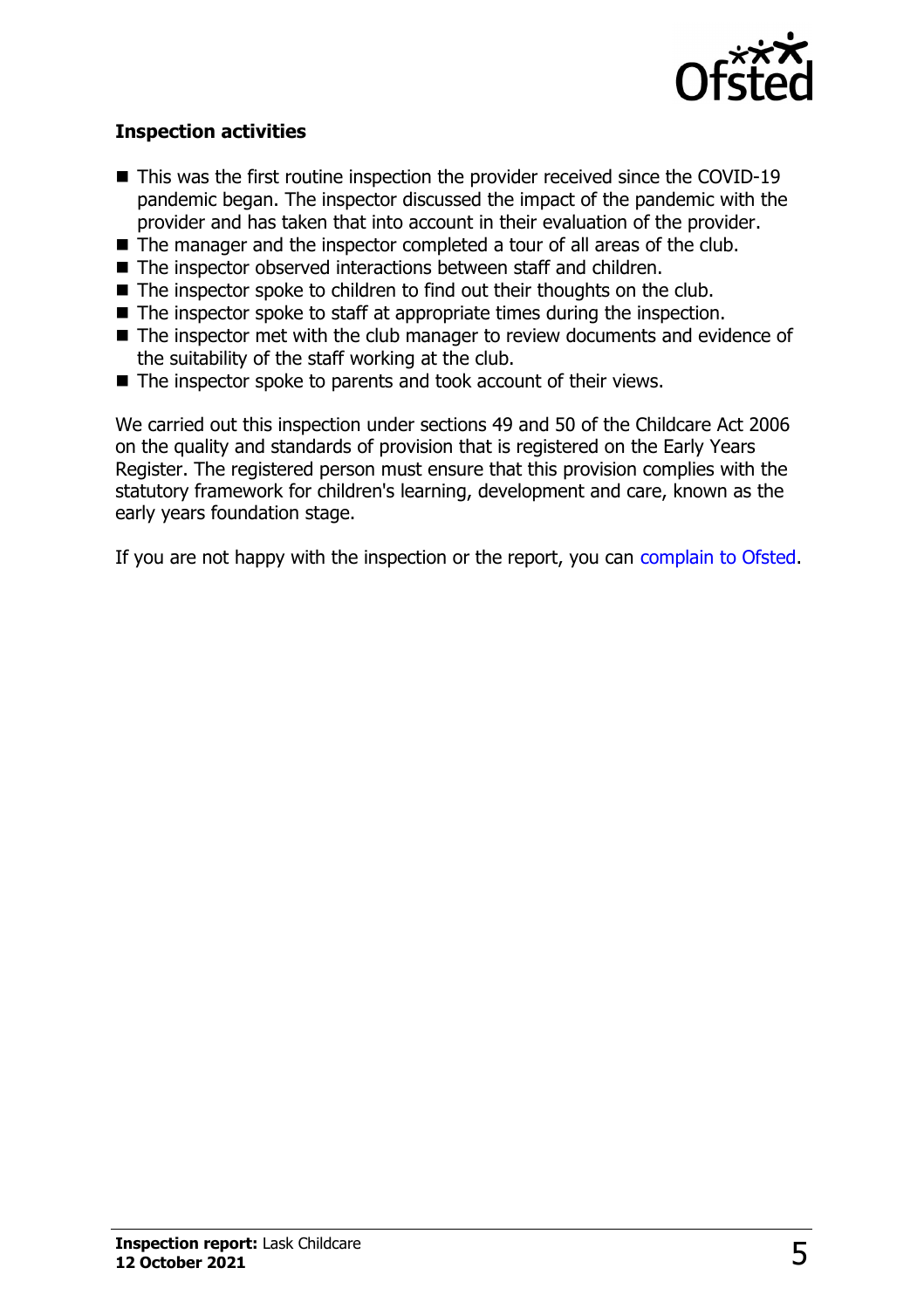### Inspection activities

- This was the first routine inspection the provider received since the COVID-19 pandemic began. The inspector discussed the impact of the pandemic with the provider and has taken that into account in their evaluation of the provider.
- The manager and the inspector completed a tour of all areas of the club.
- The inspector observed interactions between staff and children.
- The inspector spoke to children to find out their thoughts on the club.
- The inspector spoke to staff at appropriate times during the inspection.
- The inspector met with the club manager to review documents and evidence of the suitability of the staff working at the club.
- The inspector spoke to parents and took account of their views.

We carried out this inspection under sections 49 and 50 of the Childcare Act 2006 on the quality and standards of provision that is registered on the Early Years Register. The registered person must ensure that this provision complies with the statutory framework for children's learning, development and care, known as the early years foundation stage.

If you are not happy with the inspection or the report, you can complain to Ofsted.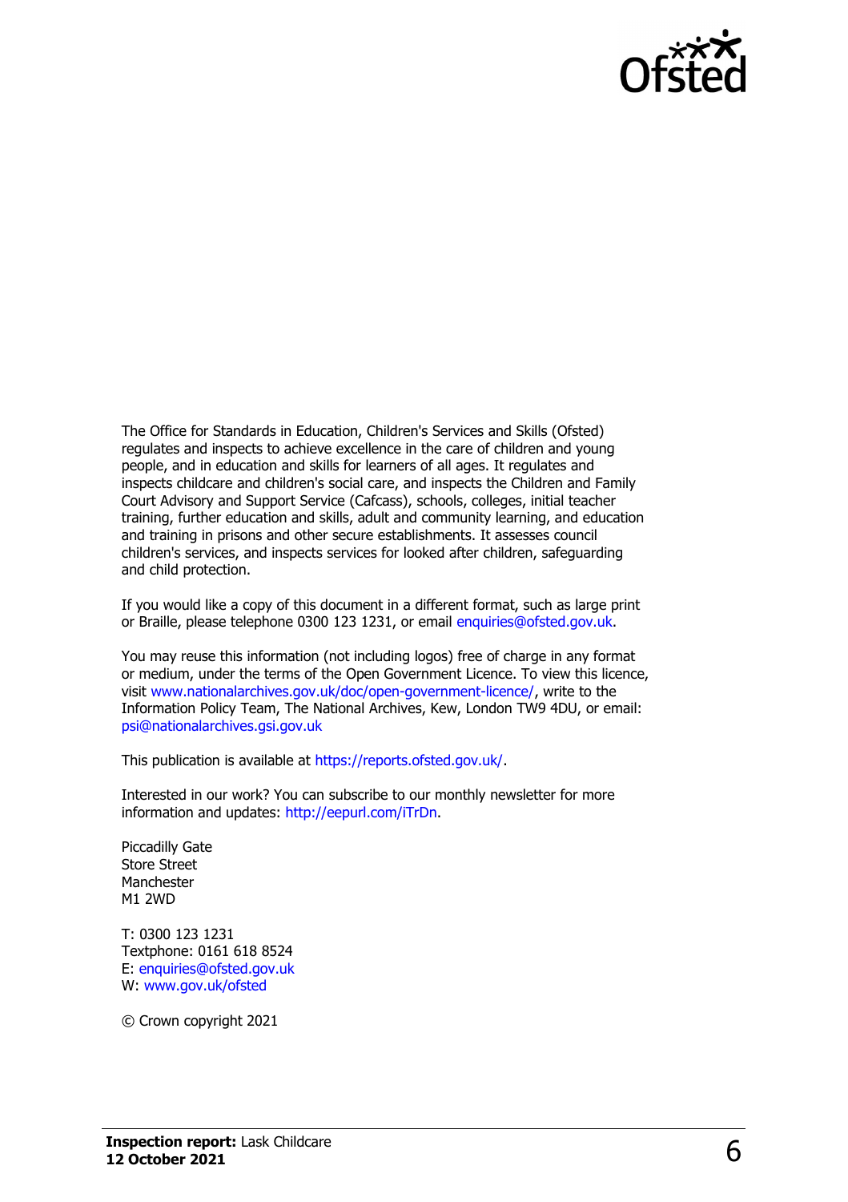The Office for Standards in Education, Children's Services and Skills (Ofsted) regulates and inspects to achieve excellence in the care of children and young people, and in education and skills for learners of all ages. It regulates and inspects childcare and children's social care, and inspects the Children and Family Court Advisory and Support Service (Cafcass), schools, colleges, initial teacher training, further education and skills, adult and community learning, and education and training in prisons and other secure establishments. It assesses council children's services, and inspects services for looked after children, safeguarding and child protection.

If you would like a copy of this document in a different format, such as large print or Braille, please telephone 0300 123 1231, or email enquiries@ofsted.gov.uk.

You may reuse this information (not including logos) free of charge in any format or medium, under the terms of the Open Government Licence. To view this licence, visit www.nationalarchives.gov.uk/doc/open-government-licence/, write to the Information Policy Team, The National Archives, Kew, London TW9 4DU, or email: psi@nationalarchives.gsi.gov.uk

This publication is available at https://reports.ofsted.gov.uk/.

Interested in our work? You can subscribe to our monthly newsletter for more information and updates: http://eepurl.com/iTrDn.

Piccadilly Gate
Store Street
Manchester
M1 2WD

T: 0300 123 1231
Textphone: 0161 618 8524
E: enquiries@ofsted.gov.uk
W: www.gov.uk/ofsted

© Crown copyright 2021